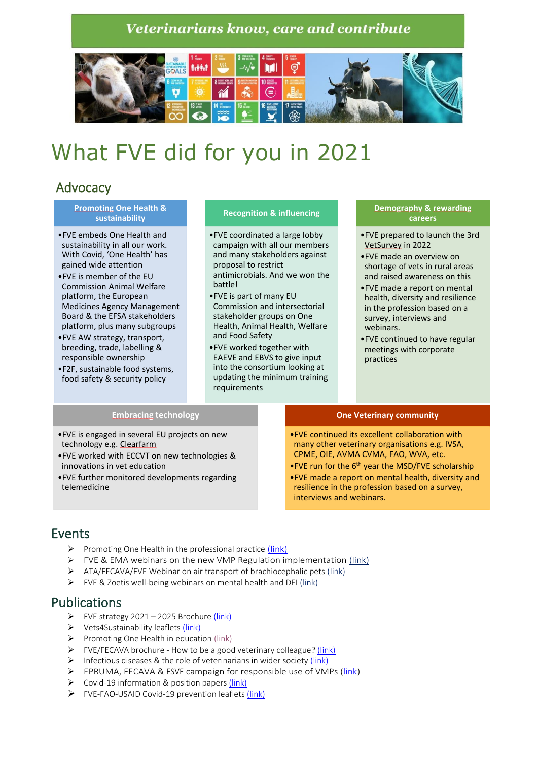**Veterinarians know, care and contribute**

# What FVE did for you in 2021

## Advocacy

### Promoting One Health & sustainability

- FVE embeds One Health and sustainability in all our work. With Covid, 'One Health' has gained wide attention
- FVE is member of the EU Commission Animal Welfare platform, the European Medicines Agency Management Board & the EFSA stakeholders platform, plus many subgroups
- FVE AW strategy, transport, breeding, trade, labelling & responsible ownership
- F2F, sustainable food systems, food safety & security policy

### Recognition & influencing

- FVE coordinated a large lobby campaign with all our members and many stakeholders against proposal to restrict antimicrobials. And we won the battle!
- FVE is part of many EU Commission and intersectorial stakeholder groups on One Health, Animal Health, Welfare and Food Safety
- FVE worked together with EAEVE and EBVS to give input into the consortium looking at updating the minimum training requirements

### Demography & rewarding careers

- FVE prepared to launch the 3rd VetSurvey in 2022
- FVE made an overview on shortage of vets in rural areas and raised awareness on this
- FVE made a report on mental health, diversity and resilience in the profession based on a survey, interviews and webinars.
- FVE continued to have regular meetings with corporate practices

### Embracing technology

- FVE is engaged in several EU projects on new technology e.g. Clearfarm
- FVE worked with ECCVT on new technologies & innovations in vet education
- FVE further monitored developments regarding telemedicine

### One Veterinary community

- FVE continued its excellent collaboration with many other veterinary organisations e.g. IVSA, CPME, OIE, AVMA CVMA, FAO, WVA, etc.
- FVE run for the 6th year the MSD/FVE scholarship
- FVE made a report on mental health, diversity and resilience in the profession based on a survey, interviews and webinars.

## Events

- Promoting One Health in the professional practice (link)
- FVE & EMA webinars on the new VMP Regulation implementation (link)
- ATA/FECAVA/FVE Webinar on air transport of brachiocephalic pets (link)
- FVE & Zoetis well-being webinars on mental health and DEI (link)

## Publications

- FVE strategy 2021 – 2025 Brochure (link)
- Vets4Sustainability leaflets (link)
- Promoting One Health in education (link)
- FVE/FECAVA brochure - How to be a good veterinary colleague? (link)
- Infectious diseases & the role of veterinarians in wider society (link)
- EPRUMA, FECAVA & FSVF campaign for responsible use of VMPs (link)
- Covid-19 information & position papers (link)
- FVE-FAO-USAID Covid-19 prevention leaflets (link)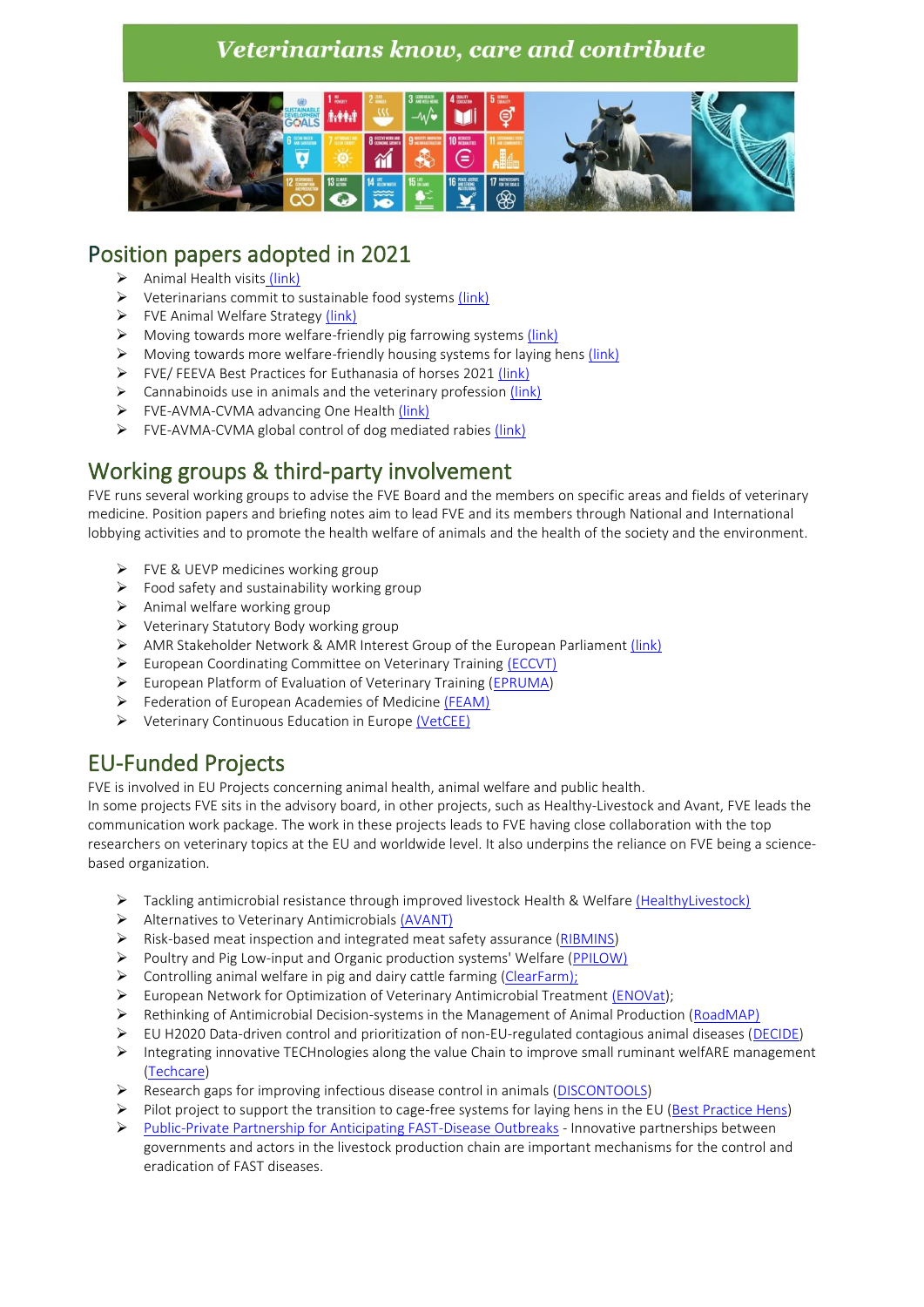# Veterinarians know, care and contribute

## Position papers adopted in 2021

- Animal Health visits (link)
- Veterinarians commit to sustainable food systems (link)
- FVE Animal Welfare Strategy (link)
- Moving towards more welfare-friendly pig farrowing systems (link)
- Moving towards more welfare-friendly housing systems for laying hens (link)
- FVE/ FEEVA Best Practices for Euthanasia of horses 2021 (link)
- Cannabinoids use in animals and the veterinary profession (link)
- FVE-AVMA-CVMA advancing One Health (link)
- FVE-AVMA-CVMA global control of dog mediated rabies (link)

## Working groups & third-party involvement

FVE runs several working groups to advise the FVE Board and the members on specific areas and fields of veterinary medicine. Position papers and briefing notes aim to lead FVE and its members through National and International lobbying activities and to promote the health welfare of animals and the health of the society and the environment.

- FVE & UEVP medicines working group
- Food safety and sustainability working group
- Animal welfare working group
- Veterinary Statutory Body working group
- AMR Stakeholder Network & AMR Interest Group of the European Parliament (link)
- European Coordinating Committee on Veterinary Training (ECCVT)
- European Platform of Evaluation of Veterinary Training (EPRUMA)
- Federation of European Academies of Medicine (FEAM)
- Veterinary Continuous Education in Europe (VetCEE)

## EU-Funded Projects

FVE is involved in EU Projects concerning animal health, animal welfare and public health.
In some projects FVE sits in the advisory board, in other projects, such as Healthy-Livestock and Avant, FVE leads the communication work package. The work in these projects leads to FVE having close collaboration with the top researchers on veterinary topics at the EU and worldwide level. It also underpins the reliance on FVE being a science-based organization.

- Tackling antimicrobial resistance through improved livestock Health & Welfare (HealthyLivestock)
- Alternatives to Veterinary Antimicrobials (AVANT)
- Risk-based meat inspection and integrated meat safety assurance (RIBMINS)
- Poultry and Pig Low-input and Organic production systems' Welfare (PPILOW)
- Controlling animal welfare in pig and dairy cattle farming (ClearFarm);
- European Network for Optimization of Veterinary Antimicrobial Treatment (ENOVat);
- Rethinking of Antimicrobial Decision-systems in the Management of Animal Production (RoadMAP)
- EU H2020 Data-driven control and prioritization of non-EU-regulated contagious animal diseases (DECIDE)
- Integrating innovative TECHnologies along the value Chain to improve small ruminant welfARE management (Techcare)
- Research gaps for improving infectious disease control in animals (DISCONTOOLS)
- Pilot project to support the transition to cage-free systems for laying hens in the EU (Best Practice Hens)
- Public-Private Partnership for Anticipating FAST-Disease Outbreaks - Innovative partnerships between governments and actors in the livestock production chain are important mechanisms for the control and eradication of FAST diseases.